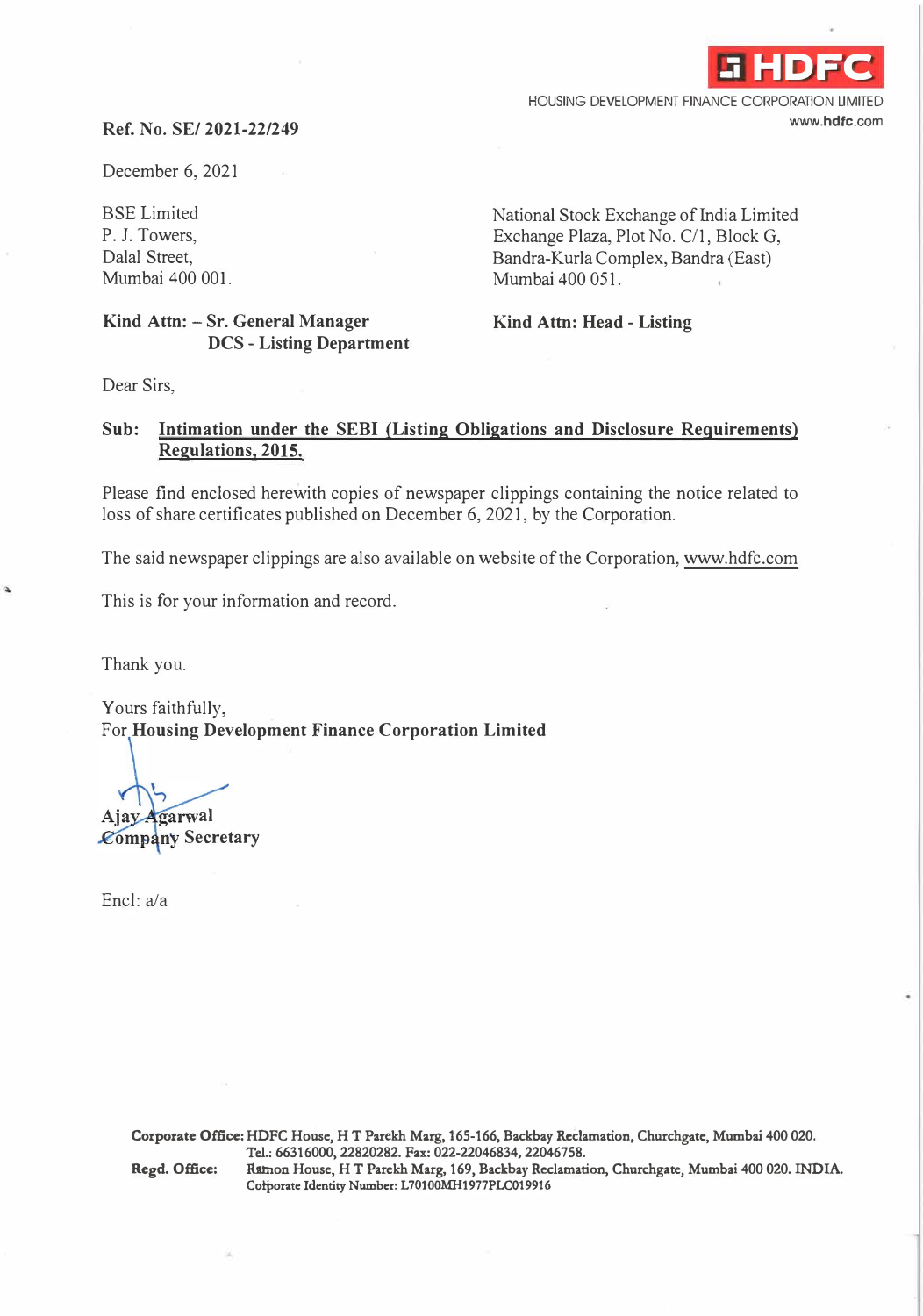**HDFC**

HOUSING DEVELOPMENT FINANCE CORPORATION LIMITED
www.hdfc.com

**Ref. No. SE/ 2021-22/249**

December 6, 2021

BSE Limited
P. J. Towers,
Dalal Street,
Mumbai 400 001.

**Kind Attn: – Sr. General Manager**
**DCS - Listing Department**

National Stock Exchange of India Limited
Exchange Plaza, Plot No. C/1, Block G,
Bandra-Kurla Complex, Bandra (East)
Mumbai 400 051.

**Kind Attn: Head - Listing**

Dear Sirs,

**Sub: Intimation under the SEBI (Listing Obligations and Disclosure Requirements) Regulations, 2015.**

Please find enclosed herewith copies of newspaper clippings containing the notice related to loss of share certificates published on December 6, 2021, by the Corporation.

The said newspaper clippings are also available on website of the Corporation, www.hdfc.com

This is for your information and record.

Thank you.

Yours faithfully,
For **Housing Development Finance Corporation Limited**

**Ajay Agarwal**
**Company Secretary**

Encl: a/a

**Corporate Office:** HDFC House, H T Parekh Marg, 165-166, Backbay Reclamation, Churchgate, Mumbai 400 020. Tel.: 66316000, 22820282. Fax: 022-22046834, 22046758.
**Regd. Office:** Ramon House, H T Parekh Marg, 169, Backbay Reclamation, Churchgate, Mumbai 400 020. INDIA. Corporate Identity Number: L70100MH1977PLC019916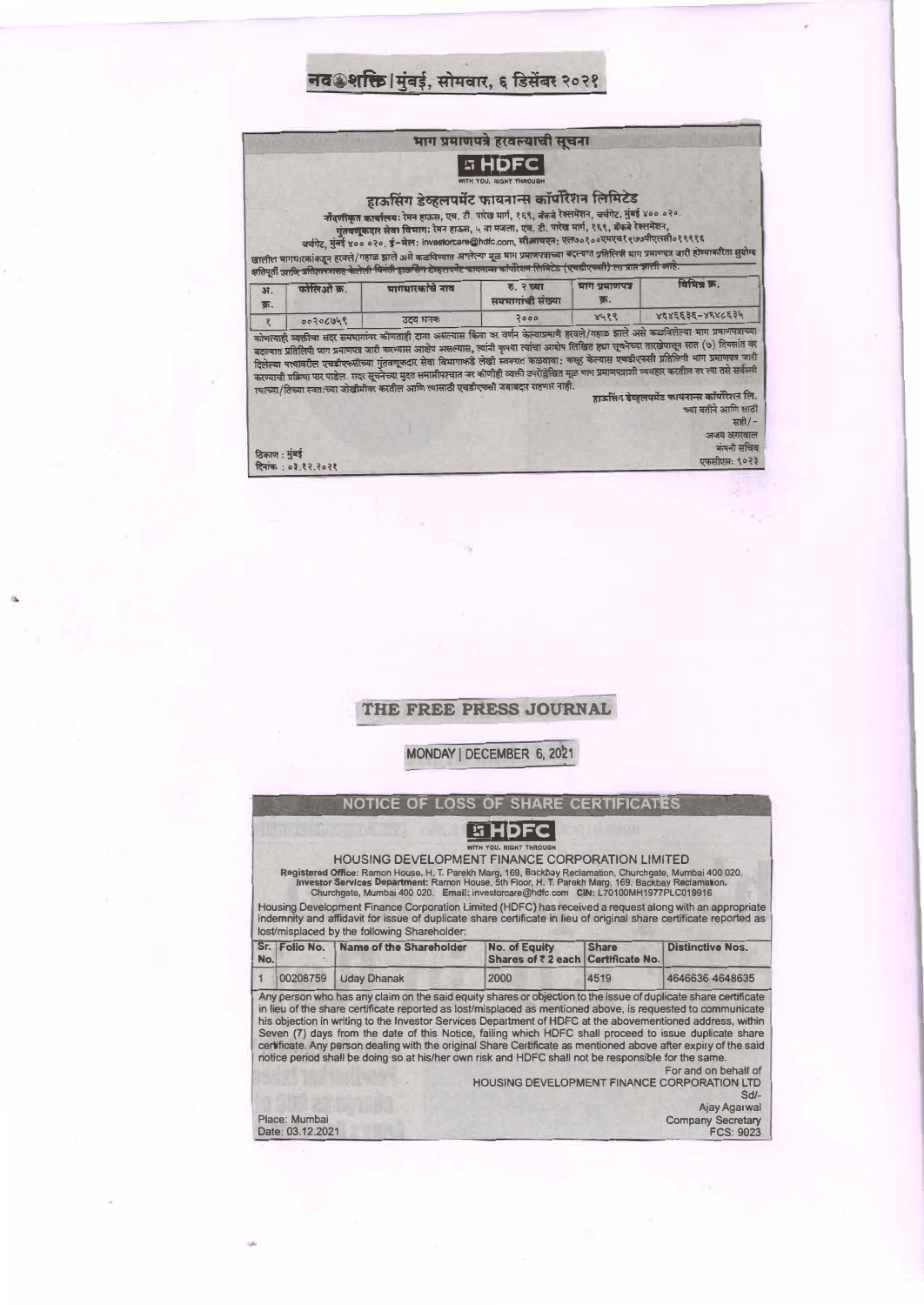# नवशक्ति | मुंबई, सोमवार, ६ डिसेंबर २०२१

## भाग प्रमाणपत्रे हरवल्याची सूचना

**HDFC**

WITH YOU, RIGHT THROUGH

### हाऊसिंग डेव्हलपमेंट फायनान्स कॉर्पोरेशन लिमिटेड

नोंदणीकृत कार्यालय: रेमन हाऊस, एच. टी. पारेख मार्ग, १६९, बॅकबे रेक्लमेशन, चर्चगेट, मुंबई ४०० ०२०.
गुंतवणूकदार सेवा विभाग: रेमन हाऊस, ५ वा मजला, एच. टी. पारेख मार्ग, १६९, बॅकबे रेक्लमेशन,
चर्चगेट, मुंबई ४०० ०२०. ई-मेल: investorcare@hdfc.com, सीआयएन: एल७०१००एमएच१९७७पीएलसी०१९९१६

खालील भागधारकांकडून हरवले/गहाळ झाले असे कळविण्यात आलेल्या मूळ भाग प्रमाणपत्राच्या बदल्यात प्रतिलिपी भाग प्रमाणपत्र जारी होण्याकरिता सुयोग्य क्षतिपूर्ती आणि प्रतिज्ञापत्रासह केलेली विनंती हाऊसिंग डेव्हलपमेंट फायनान्स कॉर्पोरेशन लिमिटेड (एचडीएफसी) ला प्राप्त झाली आहे.

| अ. क्र. | फोलिओ क्र. | भागधारकांचे नाव | रु. २ च्या समभागांची संख्या | भाग प्रमाणपत्र क्र. | विभिन्न क्र. |
|---|---|---|---|---|---|
| १ | ००२०८७५९ | उदय धनक | २००० | ४५१९ | ४६४६६३६-४६४८६३५ |

कोणत्याही व्यक्तीचा सदर समभागांवर कोणताही दावा असल्यास किंवा वर वर्णन केल्याप्रमाणे हरवले/गहाळ झाले असे कळविलेल्या भाग प्रमाणपत्राच्या बदल्यात प्रतिलिपी भाग प्रमाणपत्र जारी करण्यास आक्षेप असल्यास, त्यांनी कृपया त्यांचा आक्षेप लिखित ह्या सूचनेच्या तारखेपासून सात (७) दिवसांत वर दिलेल्या पत्त्यावरील एचडीएफसीच्या गुंतवणूकदार सेवा विभागाकडे लेखी स्वरुपात कळवावा; कसूर केल्यास एचडीएफसी प्रतिलिपी भाग प्रमाणपत्र जारी करण्याची प्रक्रिया पार पाडेल. सदर सूचनेच्या मुदत समाप्तीपश्चात वर कोणीही व्यक्ती उपरोल्लेखित मूळ भाग प्रमाणपत्राशी व्यवहार करतील तर त्या तसे सर्वस्वी त्यांच्या/तिच्या स्वतःच्या जोखीमीवर करतील आणि त्यासाठी एचडीएफसी जबाबदार राहणार नाही.

हाऊसिंग डेव्हलपमेंट फायनान्स कॉर्पोरेशन लि.
च्या वतीने आणि साठी
सही/-
अजय अगरवाल
कंपनी सचिव
एफसीएस: ९०२३

ठिकाण : मुंबई
दिनांक : ०३.१२.२०२१

---

# THE FREE PRESS JOURNAL

MONDAY | DECEMBER 6, 2021

## NOTICE OF LOSS OF SHARE CERTIFICATES

**HDFC**

WITH YOU, RIGHT THROUGH

### HOUSING DEVELOPMENT FINANCE CORPORATION LIMITED

**Registered Office:** Ramon House, H. T. Parekh Marg, 169, Backbay Reclamation, Churchgate, Mumbai 400 020.
**Investor Services Department:** Ramon House, 5th Floor, H. T. Parekh Marg, 169, Backbay Reclamation, Churchgate, Mumbai 400 020. **Email:** investorcare@hdfc.com **CIN:** L70100MH1977PLC019916

Housing Development Finance Corporation Limited (HDFC) has received a request along with an appropriate indemnity and affidavit for issue of duplicate share certificate in lieu of original share certificate reported as lost/misplaced by the following Shareholder:

| Sr. No. | Folio No. | Name of the Shareholder | No. of Equity Shares of ₹ 2 each | Share Certificate No. | Distinctive Nos. |
|---|---|---|---|---|---|
| 1 | 00208759 | Uday Dhanak | 2000 | 4519 | 4646636-4648635 |

Any person who has any claim on the said equity shares or objection to the issue of duplicate share certificate in lieu of the share certificate reported as lost/misplaced as mentioned above, is requested to communicate his objection in writing to the Investor Services Department of HDFC at the abovementioned address, within Seven (7) days from the date of this Notice, failing which HDFC shall proceed to issue duplicate share certificate. Any person dealing with the original Share Certificate as mentioned above after expiry of the said notice period shall be doing so at his/her own risk and HDFC shall not be responsible for the same.

For and on behalf of
HOUSING DEVELOPMENT FINANCE CORPORATION LTD
Sd/-
Ajay Agarwal
Company Secretary
FCS: 9023

Place: Mumbai
Date: 03.12.2021